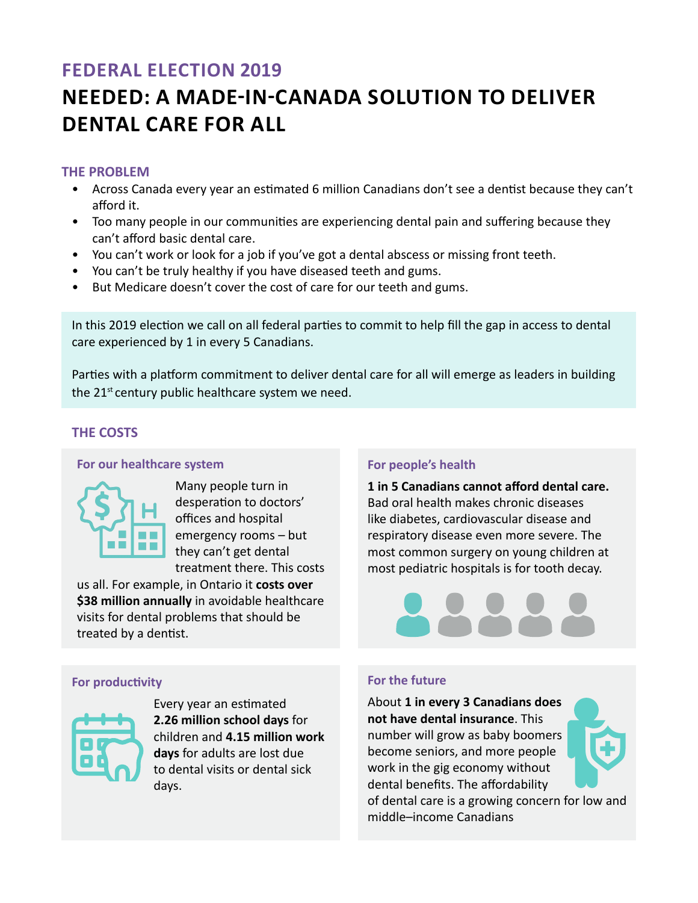## FEDERAL ELECTION 2019

# NEEDED: A MADE-IN-CANADA SOLUTION TO DELIVER DENTAL CARE FOR ALL

### THE PROBLEM

- Across Canada every year an estimated 6 million Canadians don't see a dentist because they can't afford it.
- Too many people in our communities are experiencing dental pain and suffering because they can't afford basic dental care.
- You can't work or look for a job if you've got a dental abscess or missing front teeth.
- You can't be truly healthy if you have diseased teeth and gums.
- But Medicare doesn't cover the cost of care for our teeth and gums.

In this 2019 election we call on all federal parties to commit to help fill the gap in access to dental care experienced by 1 in every 5 Canadians.

Parties with a platform commitment to deliver dental care for all will emerge as leaders in building the 21st century public healthcare system we need.

### THE COSTS

#### For our healthcare system

Many people turn in desperation to doctors' offices and hospital emergency rooms – but they can't get dental treatment there. This costs us all. For example, in Ontario it **costs over $38 million annually** in avoidable healthcare visits for dental problems that should be treated by a dentist.

#### For people's health

**1 in 5 Canadians cannot afford dental care.** Bad oral health makes chronic diseases like diabetes, cardiovascular disease and respiratory disease even more severe. The most common surgery on young children at most pediatric hospitals is for tooth decay.

#### For productivity

Every year an estimated **2.26 million school days** for children and **4.15 million work days** for adults are lost due to dental visits or dental sick days.

#### For the future

About **1 in every 3 Canadians does not have dental insurance**. This number will grow as baby boomers become seniors, and more people work in the gig economy without dental benefits. The affordability of dental care is a growing concern for low and middle–income Canadians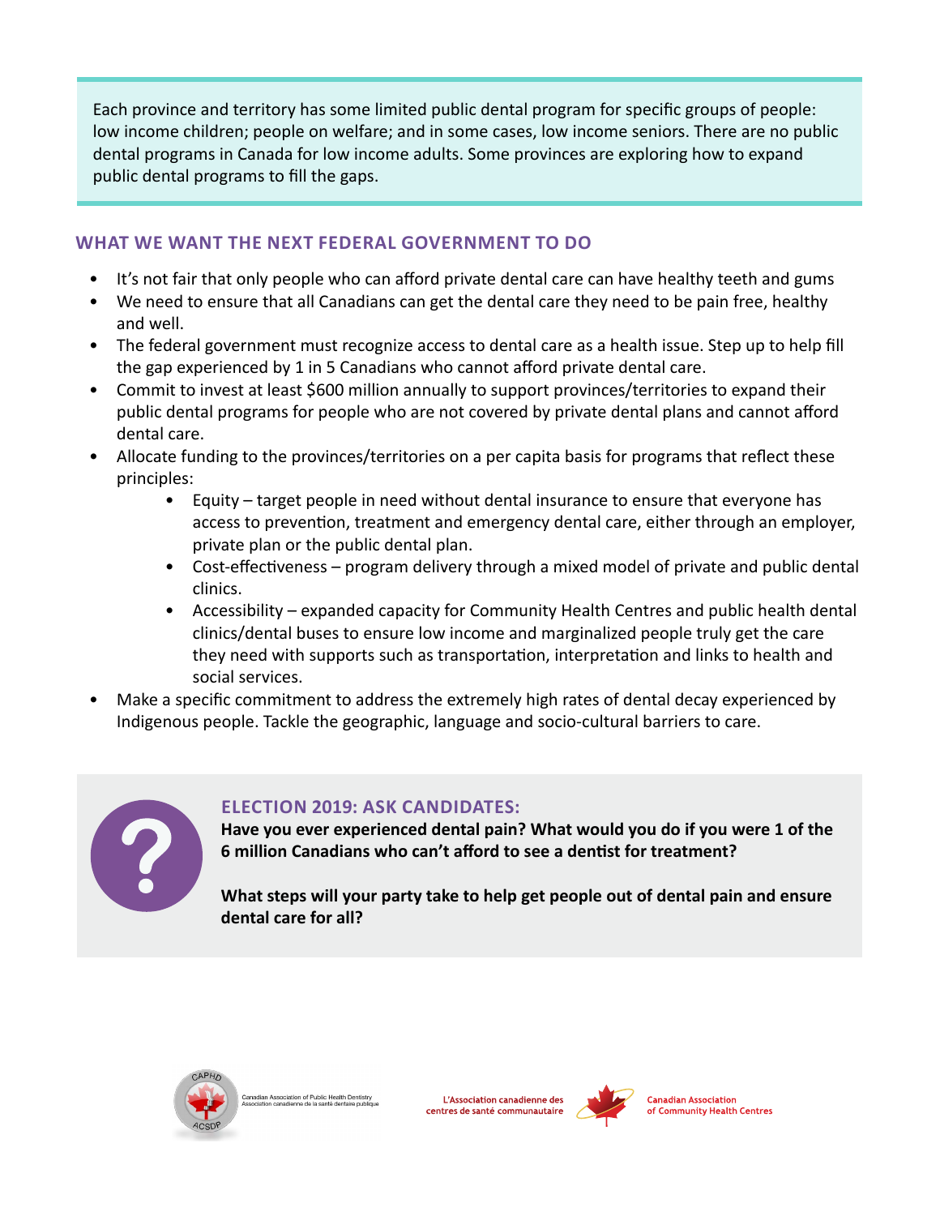Each province and territory has some limited public dental program for specific groups of people: low income children; people on welfare; and in some cases, low income seniors. There are no public dental programs in Canada for low income adults. Some provinces are exploring how to expand public dental programs to fill the gaps.

## WHAT WE WANT THE NEXT FEDERAL GOVERNMENT TO DO

- It's not fair that only people who can afford private dental care can have healthy teeth and gums
- We need to ensure that all Canadians can get the dental care they need to be pain free, healthy and well.
- The federal government must recognize access to dental care as a health issue. Step up to help fill the gap experienced by 1 in 5 Canadians who cannot afford private dental care.
- Commit to invest at least $600 million annually to support provinces/territories to expand their public dental programs for people who are not covered by private dental plans and cannot afford dental care.
- Allocate funding to the provinces/territories on a per capita basis for programs that reflect these principles:
    - Equity – target people in need without dental insurance to ensure that everyone has access to prevention, treatment and emergency dental care, either through an employer, private plan or the public dental plan.
    - Cost-effectiveness – program delivery through a mixed model of private and public dental clinics.
    - Accessibility – expanded capacity for Community Health Centres and public health dental clinics/dental buses to ensure low income and marginalized people truly get the care they need with supports such as transportation, interpretation and links to health and social services.
- Make a specific commitment to address the extremely high rates of dental decay experienced by Indigenous people. Tackle the geographic, language and socio-cultural barriers to care.

## ELECTION 2019: ASK CANDIDATES:

**Have you ever experienced dental pain? What would you do if you were 1 of the 6 million Canadians who can't afford to see a dentist for treatment?**

**What steps will your party take to help get people out of dental pain and ensure dental care for all?**

Canadian Association of Public Health Dentistry
Association canadienne de la santé dentaire publique

L'Association canadienne des centres de santé communautaire

Canadian Association of Community Health Centres